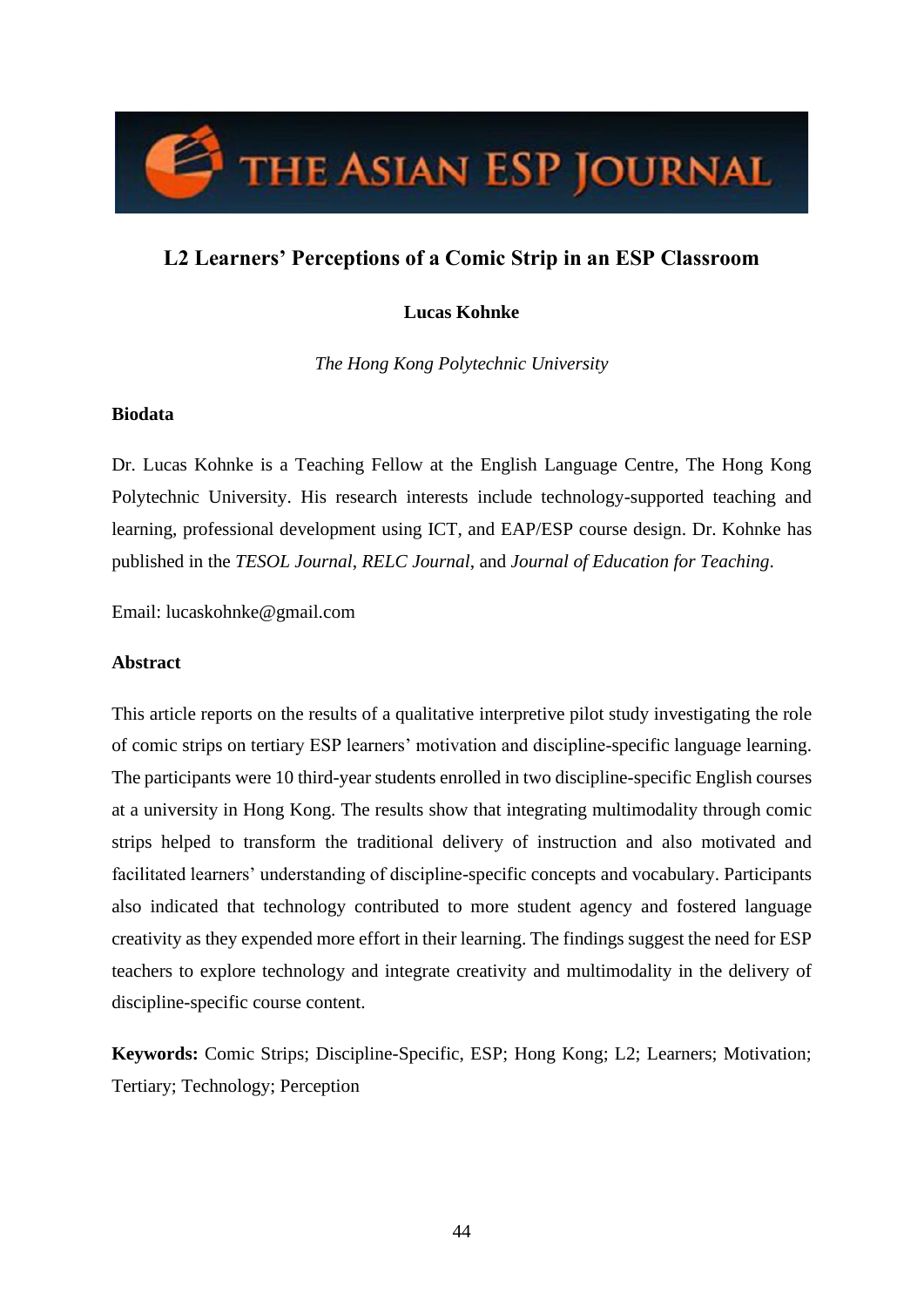# L2 Learners' Perceptions of a Comic Strip in an ESP Classroom

**Lucas Kohnke**

*The Hong Kong Polytechnic University*

## Biodata

Dr. Lucas Kohnke is a Teaching Fellow at the English Language Centre, The Hong Kong Polytechnic University. His research interests include technology-supported teaching and learning, professional development using ICT, and EAP/ESP course design. Dr. Kohnke has published in the *TESOL Journal*, *RELC Journal*, and *Journal of Education for Teaching*.

Email: lucaskohnke@gmail.com

## Abstract

This article reports on the results of a qualitative interpretive pilot study investigating the role of comic strips on tertiary ESP learners' motivation and discipline-specific language learning. The participants were 10 third-year students enrolled in two discipline-specific English courses at a university in Hong Kong. The results show that integrating multimodality through comic strips helped to transform the traditional delivery of instruction and also motivated and facilitated learners' understanding of discipline-specific concepts and vocabulary. Participants also indicated that technology contributed to more student agency and fostered language creativity as they expended more effort in their learning. The findings suggest the need for ESP teachers to explore technology and integrate creativity and multimodality in the delivery of discipline-specific course content.

**Keywords:** Comic Strips; Discipline-Specific, ESP; Hong Kong; L2; Learners; Motivation; Tertiary; Technology; Perception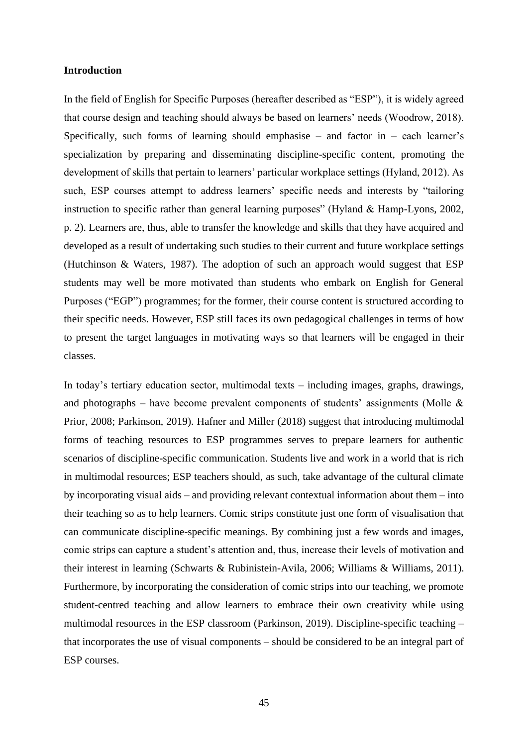**Introduction**

In the field of English for Specific Purposes (hereafter described as "ESP"), it is widely agreed that course design and teaching should always be based on learners' needs (Woodrow, 2018). Specifically, such forms of learning should emphasise – and factor in – each learner's specialization by preparing and disseminating discipline-specific content, promoting the development of skills that pertain to learners' particular workplace settings (Hyland, 2012). As such, ESP courses attempt to address learners' specific needs and interests by "tailoring instruction to specific rather than general learning purposes" (Hyland & Hamp-Lyons, 2002, p. 2). Learners are, thus, able to transfer the knowledge and skills that they have acquired and developed as a result of undertaking such studies to their current and future workplace settings (Hutchinson & Waters, 1987). The adoption of such an approach would suggest that ESP students may well be more motivated than students who embark on English for General Purposes ("EGP") programmes; for the former, their course content is structured according to their specific needs. However, ESP still faces its own pedagogical challenges in terms of how to present the target languages in motivating ways so that learners will be engaged in their classes.

In today's tertiary education sector, multimodal texts – including images, graphs, drawings, and photographs – have become prevalent components of students' assignments (Molle & Prior, 2008; Parkinson, 2019). Hafner and Miller (2018) suggest that introducing multimodal forms of teaching resources to ESP programmes serves to prepare learners for authentic scenarios of discipline-specific communication. Students live and work in a world that is rich in multimodal resources; ESP teachers should, as such, take advantage of the cultural climate by incorporating visual aids – and providing relevant contextual information about them – into their teaching so as to help learners. Comic strips constitute just one form of visualisation that can communicate discipline-specific meanings. By combining just a few words and images, comic strips can capture a student's attention and, thus, increase their levels of motivation and their interest in learning (Schwarts & Rubinistein-Avila, 2006; Williams & Williams, 2011). Furthermore, by incorporating the consideration of comic strips into our teaching, we promote student-centred teaching and allow learners to embrace their own creativity while using multimodal resources in the ESP classroom (Parkinson, 2019). Discipline-specific teaching – that incorporates the use of visual components – should be considered to be an integral part of ESP courses.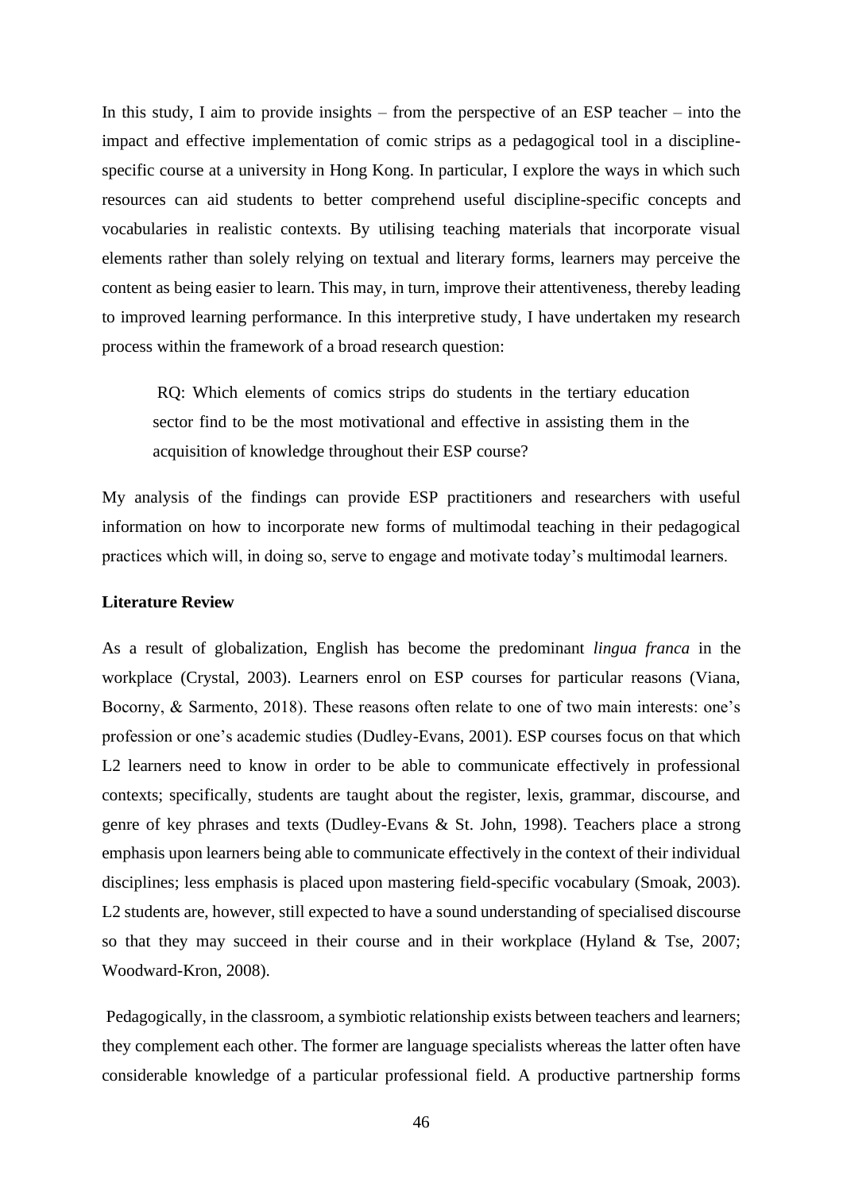In this study, I aim to provide insights – from the perspective of an ESP teacher – into the impact and effective implementation of comic strips as a pedagogical tool in a discipline-specific course at a university in Hong Kong. In particular, I explore the ways in which such resources can aid students to better comprehend useful discipline-specific concepts and vocabularies in realistic contexts. By utilising teaching materials that incorporate visual elements rather than solely relying on textual and literary forms, learners may perceive the content as being easier to learn. This may, in turn, improve their attentiveness, thereby leading to improved learning performance. In this interpretive study, I have undertaken my research process within the framework of a broad research question:

> RQ: Which elements of comics strips do students in the tertiary education sector find to be the most motivational and effective in assisting them in the acquisition of knowledge throughout their ESP course?

My analysis of the findings can provide ESP practitioners and researchers with useful information on how to incorporate new forms of multimodal teaching in their pedagogical practices which will, in doing so, serve to engage and motivate today's multimodal learners.

## Literature Review

As a result of globalization, English has become the predominant *lingua franca* in the workplace (Crystal, 2003). Learners enrol on ESP courses for particular reasons (Viana, Bocorny, & Sarmento, 2018). These reasons often relate to one of two main interests: one's profession or one's academic studies (Dudley-Evans, 2001). ESP courses focus on that which L2 learners need to know in order to be able to communicate effectively in professional contexts; specifically, students are taught about the register, lexis, grammar, discourse, and genre of key phrases and texts (Dudley-Evans & St. John, 1998). Teachers place a strong emphasis upon learners being able to communicate effectively in the context of their individual disciplines; less emphasis is placed upon mastering field-specific vocabulary (Smoak, 2003). L2 students are, however, still expected to have a sound understanding of specialised discourse so that they may succeed in their course and in their workplace (Hyland & Tse, 2007; Woodward-Kron, 2008).

Pedagogically, in the classroom, a symbiotic relationship exists between teachers and learners; they complement each other. The former are language specialists whereas the latter often have considerable knowledge of a particular professional field. A productive partnership forms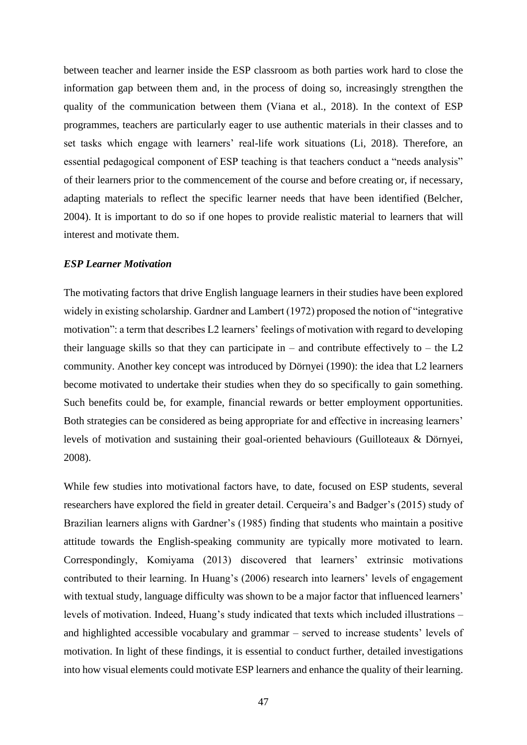between teacher and learner inside the ESP classroom as both parties work hard to close the information gap between them and, in the process of doing so, increasingly strengthen the quality of the communication between them (Viana et al., 2018). In the context of ESP programmes, teachers are particularly eager to use authentic materials in their classes and to set tasks which engage with learners' real-life work situations (Li, 2018). Therefore, an essential pedagogical component of ESP teaching is that teachers conduct a "needs analysis" of their learners prior to the commencement of the course and before creating or, if necessary, adapting materials to reflect the specific learner needs that have been identified (Belcher, 2004). It is important to do so if one hopes to provide realistic material to learners that will interest and motivate them.

### *ESP Learner Motivation*

The motivating factors that drive English language learners in their studies have been explored widely in existing scholarship. Gardner and Lambert (1972) proposed the notion of "integrative motivation": a term that describes L2 learners' feelings of motivation with regard to developing their language skills so that they can participate in – and contribute effectively to – the L2 community. Another key concept was introduced by Dörnyei (1990): the idea that L2 learners become motivated to undertake their studies when they do so specifically to gain something. Such benefits could be, for example, financial rewards or better employment opportunities. Both strategies can be considered as being appropriate for and effective in increasing learners' levels of motivation and sustaining their goal-oriented behaviours (Guilloteaux & Dörnyei, 2008).

While few studies into motivational factors have, to date, focused on ESP students, several researchers have explored the field in greater detail. Cerqueira's and Badger's (2015) study of Brazilian learners aligns with Gardner's (1985) finding that students who maintain a positive attitude towards the English-speaking community are typically more motivated to learn. Correspondingly, Komiyama (2013) discovered that learners' extrinsic motivations contributed to their learning. In Huang's (2006) research into learners' levels of engagement with textual study, language difficulty was shown to be a major factor that influenced learners' levels of motivation. Indeed, Huang's study indicated that texts which included illustrations – and highlighted accessible vocabulary and grammar – served to increase students' levels of motivation. In light of these findings, it is essential to conduct further, detailed investigations into how visual elements could motivate ESP learners and enhance the quality of their learning.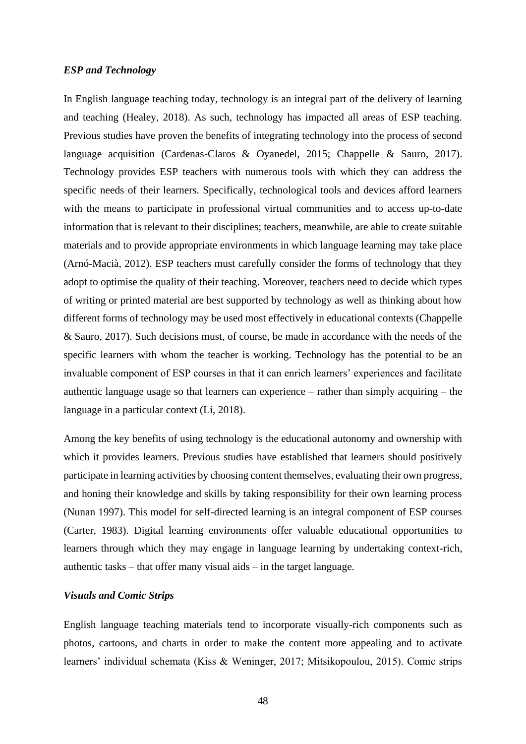### *ESP and Technology*

In English language teaching today, technology is an integral part of the delivery of learning and teaching (Healey, 2018). As such, technology has impacted all areas of ESP teaching. Previous studies have proven the benefits of integrating technology into the process of second language acquisition (Cardenas-Claros & Oyanedel, 2015; Chappelle & Sauro, 2017). Technology provides ESP teachers with numerous tools with which they can address the specific needs of their learners. Specifically, technological tools and devices afford learners with the means to participate in professional virtual communities and to access up-to-date information that is relevant to their disciplines; teachers, meanwhile, are able to create suitable materials and to provide appropriate environments in which language learning may take place (Arnó-Macià, 2012). ESP teachers must carefully consider the forms of technology that they adopt to optimise the quality of their teaching. Moreover, teachers need to decide which types of writing or printed material are best supported by technology as well as thinking about how different forms of technology may be used most effectively in educational contexts (Chappelle & Sauro, 2017). Such decisions must, of course, be made in accordance with the needs of the specific learners with whom the teacher is working. Technology has the potential to be an invaluable component of ESP courses in that it can enrich learners' experiences and facilitate authentic language usage so that learners can experience – rather than simply acquiring – the language in a particular context (Li, 2018).

Among the key benefits of using technology is the educational autonomy and ownership with which it provides learners. Previous studies have established that learners should positively participate in learning activities by choosing content themselves, evaluating their own progress, and honing their knowledge and skills by taking responsibility for their own learning process (Nunan 1997). This model for self-directed learning is an integral component of ESP courses (Carter, 1983). Digital learning environments offer valuable educational opportunities to learners through which they may engage in language learning by undertaking context-rich, authentic tasks – that offer many visual aids – in the target language.

### *Visuals and Comic Strips*

English language teaching materials tend to incorporate visually-rich components such as photos, cartoons, and charts in order to make the content more appealing and to activate learners' individual schemata (Kiss & Weninger, 2017; Mitsikopoulou, 2015). Comic strips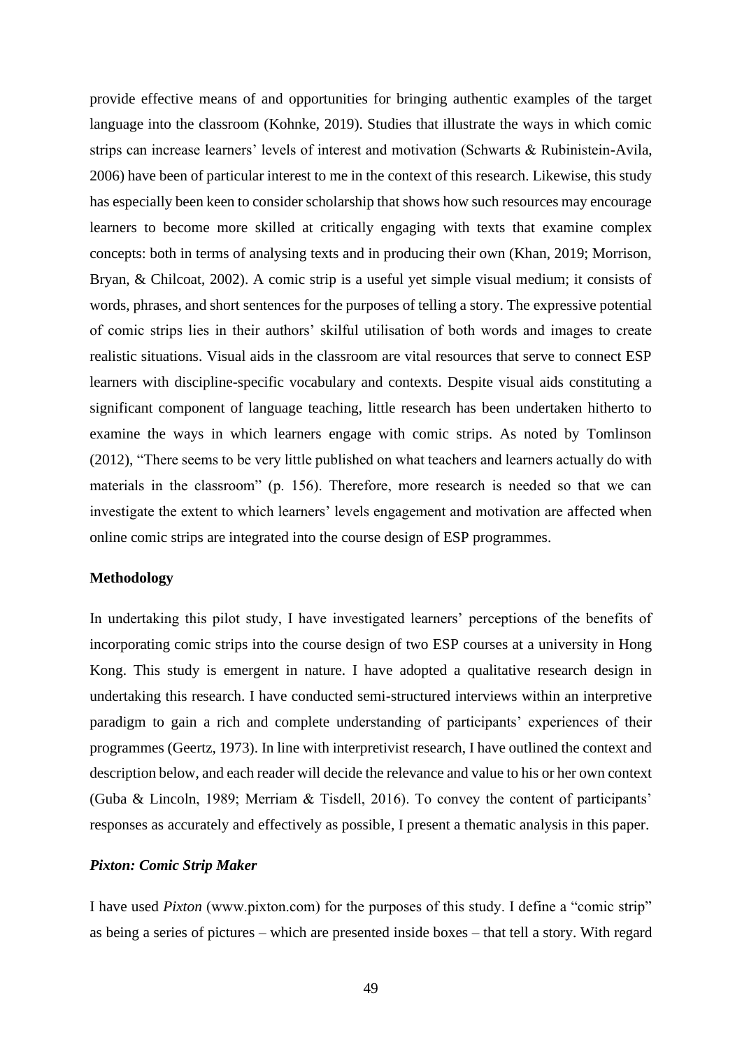provide effective means of and opportunities for bringing authentic examples of the target language into the classroom (Kohnke, 2019). Studies that illustrate the ways in which comic strips can increase learners' levels of interest and motivation (Schwarts & Rubinistein-Avila, 2006) have been of particular interest to me in the context of this research. Likewise, this study has especially been keen to consider scholarship that shows how such resources may encourage learners to become more skilled at critically engaging with texts that examine complex concepts: both in terms of analysing texts and in producing their own (Khan, 2019; Morrison, Bryan, & Chilcoat, 2002). A comic strip is a useful yet simple visual medium; it consists of words, phrases, and short sentences for the purposes of telling a story. The expressive potential of comic strips lies in their authors' skilful utilisation of both words and images to create realistic situations. Visual aids in the classroom are vital resources that serve to connect ESP learners with discipline-specific vocabulary and contexts. Despite visual aids constituting a significant component of language teaching, little research has been undertaken hitherto to examine the ways in which learners engage with comic strips. As noted by Tomlinson (2012), "There seems to be very little published on what teachers and learners actually do with materials in the classroom" (p. 156). Therefore, more research is needed so that we can investigate the extent to which learners' levels engagement and motivation are affected when online comic strips are integrated into the course design of ESP programmes.

## Methodology

In undertaking this pilot study, I have investigated learners' perceptions of the benefits of incorporating comic strips into the course design of two ESP courses at a university in Hong Kong. This study is emergent in nature. I have adopted a qualitative research design in undertaking this research. I have conducted semi-structured interviews within an interpretive paradigm to gain a rich and complete understanding of participants' experiences of their programmes (Geertz, 1973). In line with interpretivist research, I have outlined the context and description below, and each reader will decide the relevance and value to his or her own context (Guba & Lincoln, 1989; Merriam & Tisdell, 2016). To convey the content of participants' responses as accurately and effectively as possible, I present a thematic analysis in this paper.

### *Pixton: Comic Strip Maker*

I have used *Pixton* (www.pixton.com) for the purposes of this study. I define a "comic strip" as being a series of pictures – which are presented inside boxes – that tell a story. With regard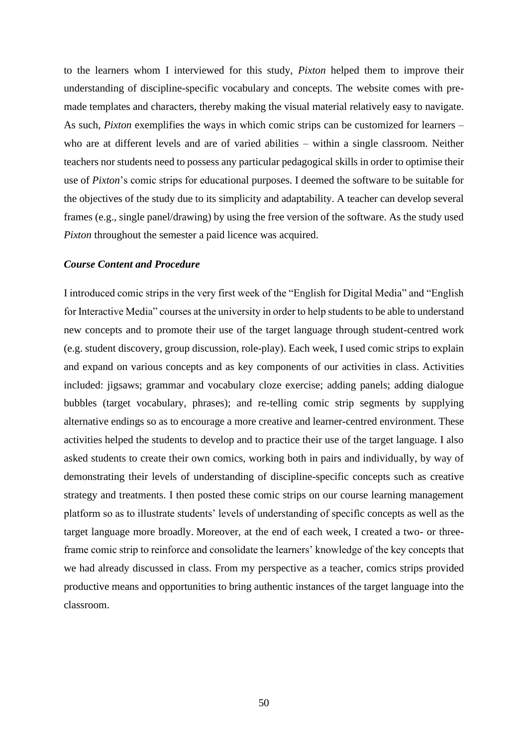to the learners whom I interviewed for this study, *Pixton* helped them to improve their understanding of discipline-specific vocabulary and concepts. The website comes with pre-made templates and characters, thereby making the visual material relatively easy to navigate. As such, *Pixton* exemplifies the ways in which comic strips can be customized for learners – who are at different levels and are of varied abilities – within a single classroom. Neither teachers nor students need to possess any particular pedagogical skills in order to optimise their use of *Pixton*'s comic strips for educational purposes. I deemed the software to be suitable for the objectives of the study due to its simplicity and adaptability. A teacher can develop several frames (e.g., single panel/drawing) by using the free version of the software. As the study used *Pixton* throughout the semester a paid licence was acquired.

### *Course Content and Procedure*

I introduced comic strips in the very first week of the "English for Digital Media" and "English for Interactive Media" courses at the university in order to help students to be able to understand new concepts and to promote their use of the target language through student-centred work (e.g. student discovery, group discussion, role-play). Each week, I used comic strips to explain and expand on various concepts and as key components of our activities in class. Activities included: jigsaws; grammar and vocabulary cloze exercise; adding panels; adding dialogue bubbles (target vocabulary, phrases); and re-telling comic strip segments by supplying alternative endings so as to encourage a more creative and learner-centred environment. These activities helped the students to develop and to practice their use of the target language. I also asked students to create their own comics, working both in pairs and individually, by way of demonstrating their levels of understanding of discipline-specific concepts such as creative strategy and treatments. I then posted these comic strips on our course learning management platform so as to illustrate students' levels of understanding of specific concepts as well as the target language more broadly. Moreover, at the end of each week, I created a two- or three-frame comic strip to reinforce and consolidate the learners' knowledge of the key concepts that we had already discussed in class. From my perspective as a teacher, comics strips provided productive means and opportunities to bring authentic instances of the target language into the classroom.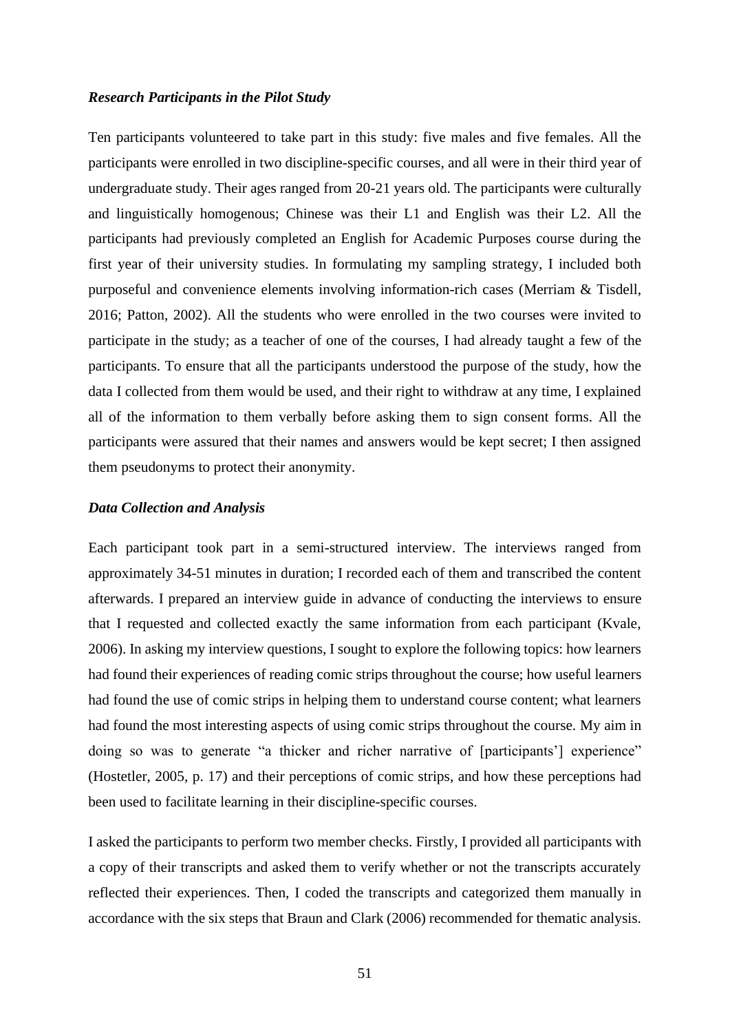### *Research Participants in the Pilot Study*

Ten participants volunteered to take part in this study: five males and five females. All the participants were enrolled in two discipline-specific courses, and all were in their third year of undergraduate study. Their ages ranged from 20-21 years old. The participants were culturally and linguistically homogenous; Chinese was their L1 and English was their L2. All the participants had previously completed an English for Academic Purposes course during the first year of their university studies. In formulating my sampling strategy, I included both purposeful and convenience elements involving information-rich cases (Merriam & Tisdell, 2016; Patton, 2002). All the students who were enrolled in the two courses were invited to participate in the study; as a teacher of one of the courses, I had already taught a few of the participants. To ensure that all the participants understood the purpose of the study, how the data I collected from them would be used, and their right to withdraw at any time, I explained all of the information to them verbally before asking them to sign consent forms. All the participants were assured that their names and answers would be kept secret; I then assigned them pseudonyms to protect their anonymity.

### *Data Collection and Analysis*

Each participant took part in a semi-structured interview. The interviews ranged from approximately 34-51 minutes in duration; I recorded each of them and transcribed the content afterwards. I prepared an interview guide in advance of conducting the interviews to ensure that I requested and collected exactly the same information from each participant (Kvale, 2006). In asking my interview questions, I sought to explore the following topics: how learners had found their experiences of reading comic strips throughout the course; how useful learners had found the use of comic strips in helping them to understand course content; what learners had found the most interesting aspects of using comic strips throughout the course. My aim in doing so was to generate "a thicker and richer narrative of [participants'] experience" (Hostetler, 2005, p. 17) and their perceptions of comic strips, and how these perceptions had been used to facilitate learning in their discipline-specific courses.

I asked the participants to perform two member checks. Firstly, I provided all participants with a copy of their transcripts and asked them to verify whether or not the transcripts accurately reflected their experiences. Then, I coded the transcripts and categorized them manually in accordance with the six steps that Braun and Clark (2006) recommended for thematic analysis.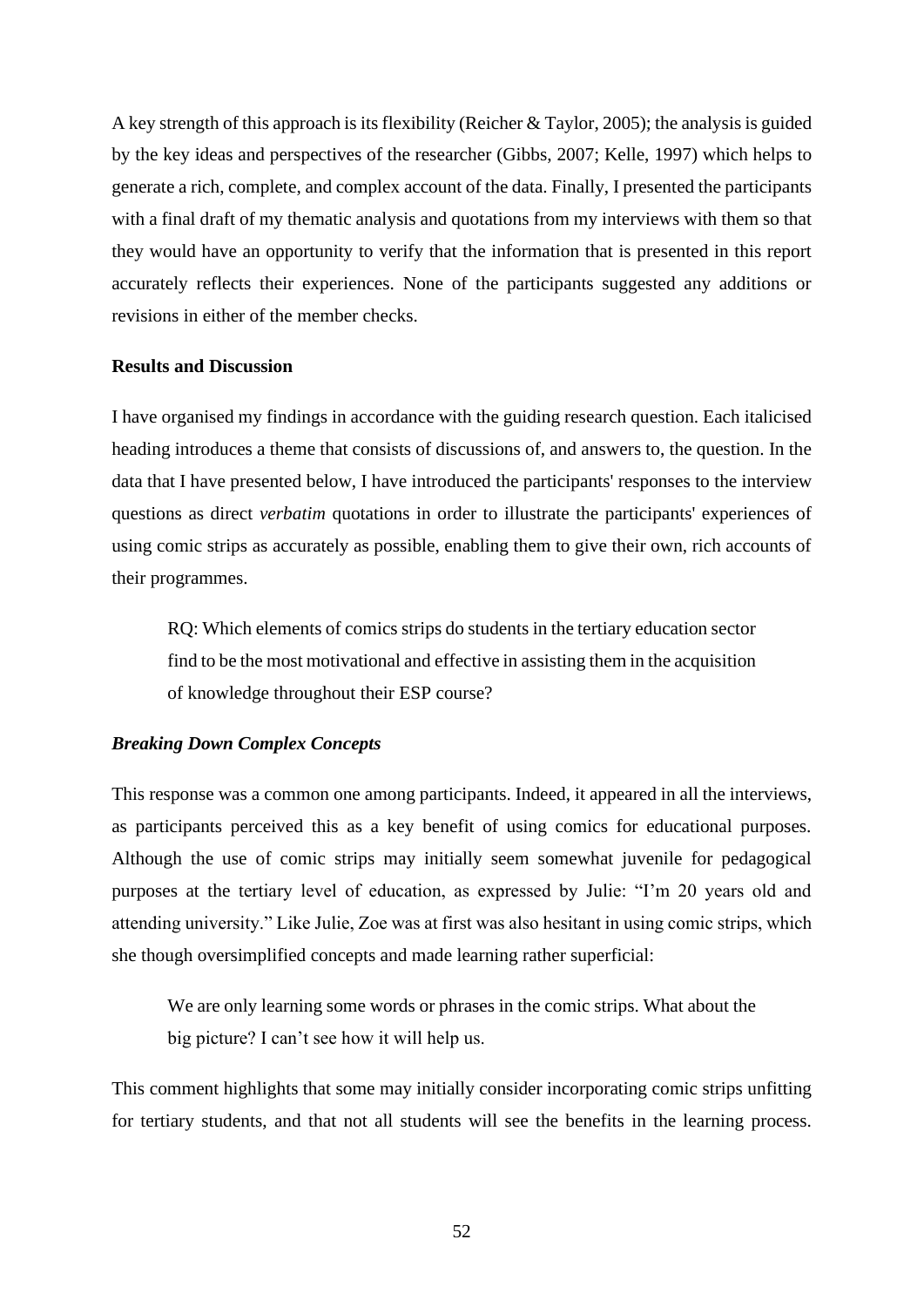A key strength of this approach is its flexibility (Reicher & Taylor, 2005); the analysis is guided by the key ideas and perspectives of the researcher (Gibbs, 2007; Kelle, 1997) which helps to generate a rich, complete, and complex account of the data. Finally, I presented the participants with a final draft of my thematic analysis and quotations from my interviews with them so that they would have an opportunity to verify that the information that is presented in this report accurately reflects their experiences. None of the participants suggested any additions or revisions in either of the member checks.

## Results and Discussion

I have organised my findings in accordance with the guiding research question. Each italicised heading introduces a theme that consists of discussions of, and answers to, the question. In the data that I have presented below, I have introduced the participants' responses to the interview questions as direct *verbatim* quotations in order to illustrate the participants' experiences of using comic strips as accurately as possible, enabling them to give their own, rich accounts of their programmes.

> RQ: Which elements of comics strips do students in the tertiary education sector find to be the most motivational and effective in assisting them in the acquisition of knowledge throughout their ESP course?

### *Breaking Down Complex Concepts*

This response was a common one among participants. Indeed, it appeared in all the interviews, as participants perceived this as a key benefit of using comics for educational purposes. Although the use of comic strips may initially seem somewhat juvenile for pedagogical purposes at the tertiary level of education, as expressed by Julie: "I'm 20 years old and attending university." Like Julie, Zoe was at first was also hesitant in using comic strips, which she though oversimplified concepts and made learning rather superficial:

> We are only learning some words or phrases in the comic strips. What about the big picture? I can't see how it will help us.

This comment highlights that some may initially consider incorporating comic strips unfitting for tertiary students, and that not all students will see the benefits in the learning process.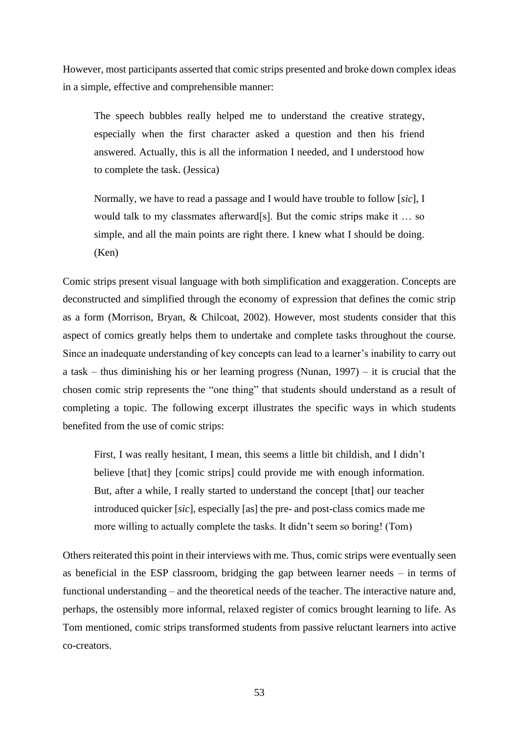However, most participants asserted that comic strips presented and broke down complex ideas in a simple, effective and comprehensible manner:

> The speech bubbles really helped me to understand the creative strategy, especially when the first character asked a question and then his friend answered. Actually, this is all the information I needed, and I understood how to complete the task. (Jessica)

> Normally, we have to read a passage and I would have trouble to follow [*sic*], I would talk to my classmates afterward[s]. But the comic strips make it … so simple, and all the main points are right there. I knew what I should be doing. (Ken)

Comic strips present visual language with both simplification and exaggeration. Concepts are deconstructed and simplified through the economy of expression that defines the comic strip as a form (Morrison, Bryan, & Chilcoat, 2002). However, most students consider that this aspect of comics greatly helps them to undertake and complete tasks throughout the course. Since an inadequate understanding of key concepts can lead to a learner's inability to carry out a task – thus diminishing his or her learning progress (Nunan, 1997) – it is crucial that the chosen comic strip represents the "one thing" that students should understand as a result of completing a topic. The following excerpt illustrates the specific ways in which students benefited from the use of comic strips:

> First, I was really hesitant, I mean, this seems a little bit childish, and I didn't believe [that] they [comic strips] could provide me with enough information. But, after a while, I really started to understand the concept [that] our teacher introduced quicker [*sic*], especially [as] the pre- and post-class comics made me more willing to actually complete the tasks. It didn't seem so boring! (Tom)

Others reiterated this point in their interviews with me. Thus, comic strips were eventually seen as beneficial in the ESP classroom, bridging the gap between learner needs – in terms of functional understanding – and the theoretical needs of the teacher. The interactive nature and, perhaps, the ostensibly more informal, relaxed register of comics brought learning to life. As Tom mentioned, comic strips transformed students from passive reluctant learners into active co-creators.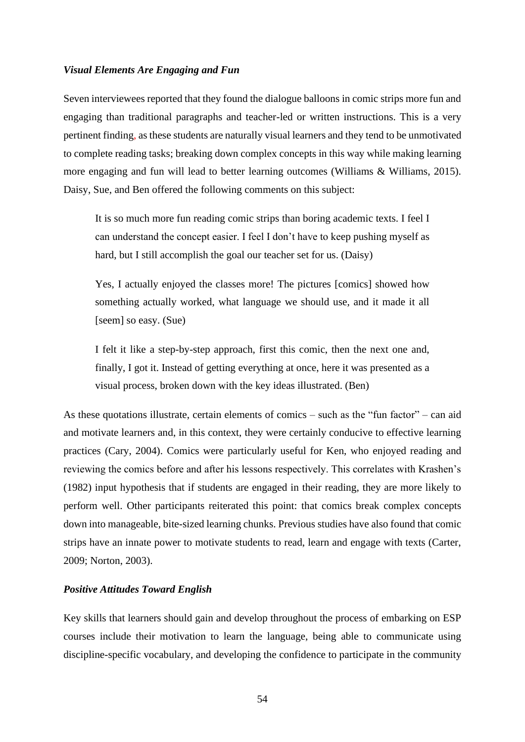### *Visual Elements Are Engaging and Fun*

Seven interviewees reported that they found the dialogue balloons in comic strips more fun and engaging than traditional paragraphs and teacher-led or written instructions. This is a very pertinent finding, as these students are naturally visual learners and they tend to be unmotivated to complete reading tasks; breaking down complex concepts in this way while making learning more engaging and fun will lead to better learning outcomes (Williams & Williams, 2015). Daisy, Sue, and Ben offered the following comments on this subject:

> It is so much more fun reading comic strips than boring academic texts. I feel I can understand the concept easier. I feel I don't have to keep pushing myself as hard, but I still accomplish the goal our teacher set for us. (Daisy)

> Yes, I actually enjoyed the classes more! The pictures [comics] showed how something actually worked, what language we should use, and it made it all [seem] so easy. (Sue)

> I felt it like a step-by-step approach, first this comic, then the next one and, finally, I got it. Instead of getting everything at once, here it was presented as a visual process, broken down with the key ideas illustrated. (Ben)

As these quotations illustrate, certain elements of comics – such as the "fun factor" – can aid and motivate learners and, in this context, they were certainly conducive to effective learning practices (Cary, 2004). Comics were particularly useful for Ken, who enjoyed reading and reviewing the comics before and after his lessons respectively. This correlates with Krashen's (1982) input hypothesis that if students are engaged in their reading, they are more likely to perform well. Other participants reiterated this point: that comics break complex concepts down into manageable, bite-sized learning chunks. Previous studies have also found that comic strips have an innate power to motivate students to read, learn and engage with texts (Carter, 2009; Norton, 2003).

### *Positive Attitudes Toward English*

Key skills that learners should gain and develop throughout the process of embarking on ESP courses include their motivation to learn the language, being able to communicate using discipline-specific vocabulary, and developing the confidence to participate in the community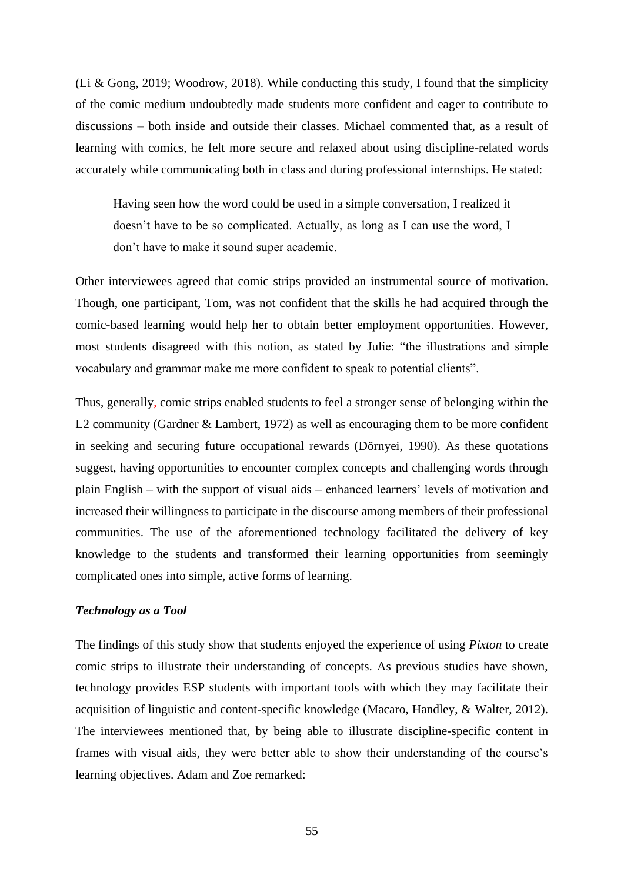(Li & Gong, 2019; Woodrow, 2018). While conducting this study, I found that the simplicity of the comic medium undoubtedly made students more confident and eager to contribute to discussions – both inside and outside their classes. Michael commented that, as a result of learning with comics, he felt more secure and relaxed about using discipline-related words accurately while communicating both in class and during professional internships. He stated:

> Having seen how the word could be used in a simple conversation, I realized it doesn't have to be so complicated. Actually, as long as I can use the word, I don't have to make it sound super academic.

Other interviewees agreed that comic strips provided an instrumental source of motivation. Though, one participant, Tom, was not confident that the skills he had acquired through the comic-based learning would help her to obtain better employment opportunities. However, most students disagreed with this notion, as stated by Julie: "the illustrations and simple vocabulary and grammar make me more confident to speak to potential clients".

Thus, generally, comic strips enabled students to feel a stronger sense of belonging within the L2 community (Gardner & Lambert, 1972) as well as encouraging them to be more confident in seeking and securing future occupational rewards (Dörnyei, 1990). As these quotations suggest, having opportunities to encounter complex concepts and challenging words through plain English – with the support of visual aids – enhanced learners' levels of motivation and increased their willingness to participate in the discourse among members of their professional communities. The use of the aforementioned technology facilitated the delivery of key knowledge to the students and transformed their learning opportunities from seemingly complicated ones into simple, active forms of learning.

***Technology as a Tool***

The findings of this study show that students enjoyed the experience of using *Pixton* to create comic strips to illustrate their understanding of concepts. As previous studies have shown, technology provides ESP students with important tools with which they may facilitate their acquisition of linguistic and content-specific knowledge (Macaro, Handley, & Walter, 2012). The interviewees mentioned that, by being able to illustrate discipline-specific content in frames with visual aids, they were better able to show their understanding of the course's learning objectives. Adam and Zoe remarked: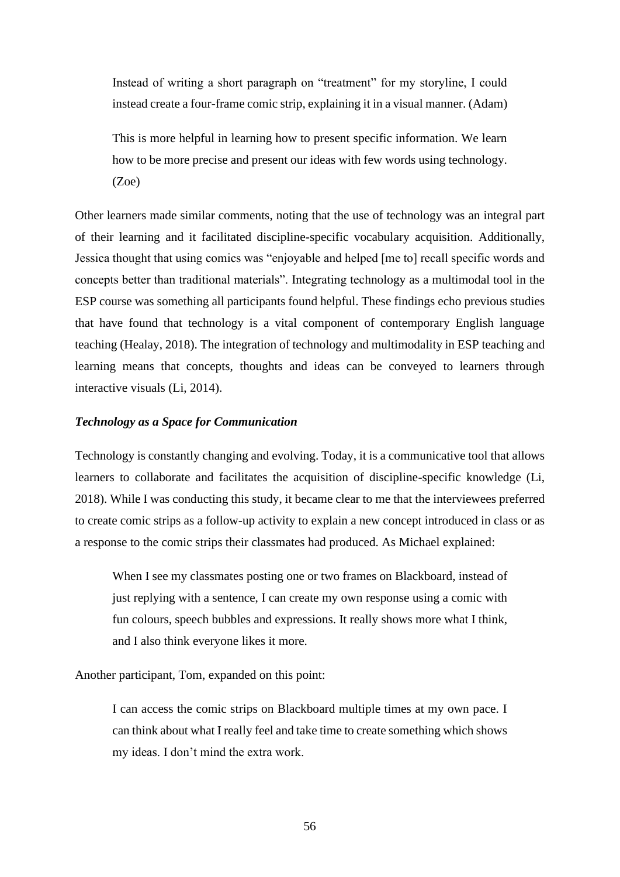> Instead of writing a short paragraph on "treatment" for my storyline, I could instead create a four-frame comic strip, explaining it in a visual manner. (Adam)

> This is more helpful in learning how to present specific information. We learn how to be more precise and present our ideas with few words using technology. (Zoe)

Other learners made similar comments, noting that the use of technology was an integral part of their learning and it facilitated discipline-specific vocabulary acquisition. Additionally, Jessica thought that using comics was "enjoyable and helped [me to] recall specific words and concepts better than traditional materials". Integrating technology as a multimodal tool in the ESP course was something all participants found helpful. These findings echo previous studies that have found that technology is a vital component of contemporary English language teaching (Healay, 2018). The integration of technology and multimodality in ESP teaching and learning means that concepts, thoughts and ideas can be conveyed to learners through interactive visuals (Li, 2014).

### *Technology as a Space for Communication*

Technology is constantly changing and evolving. Today, it is a communicative tool that allows learners to collaborate and facilitates the acquisition of discipline-specific knowledge (Li, 2018). While I was conducting this study, it became clear to me that the interviewees preferred to create comic strips as a follow-up activity to explain a new concept introduced in class or as a response to the comic strips their classmates had produced. As Michael explained:

> When I see my classmates posting one or two frames on Blackboard, instead of just replying with a sentence, I can create my own response using a comic with fun colours, speech bubbles and expressions. It really shows more what I think, and I also think everyone likes it more.

Another participant, Tom, expanded on this point:

> I can access the comic strips on Blackboard multiple times at my own pace. I can think about what I really feel and take time to create something which shows my ideas. I don't mind the extra work.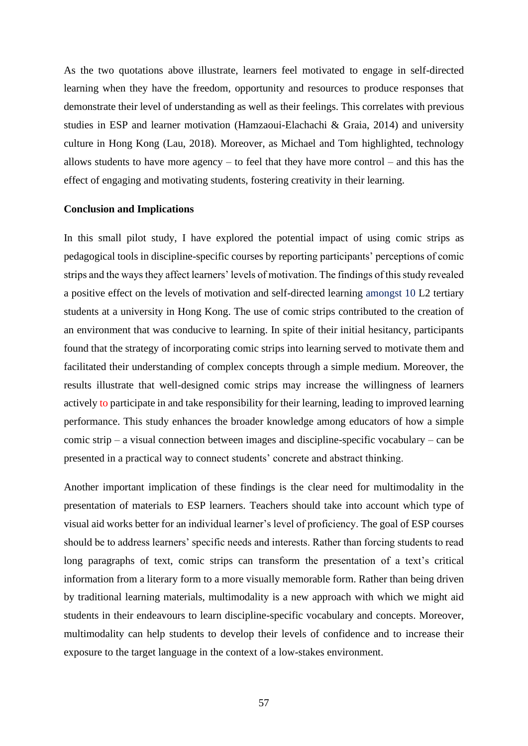As the two quotations above illustrate, learners feel motivated to engage in self-directed learning when they have the freedom, opportunity and resources to produce responses that demonstrate their level of understanding as well as their feelings. This correlates with previous studies in ESP and learner motivation (Hamzaoui-Elachachi & Graia, 2014) and university culture in Hong Kong (Lau, 2018). Moreover, as Michael and Tom highlighted, technology allows students to have more agency – to feel that they have more control – and this has the effect of engaging and motivating students, fostering creativity in their learning.

**Conclusion and Implications**

In this small pilot study, I have explored the potential impact of using comic strips as pedagogical tools in discipline-specific courses by reporting participants' perceptions of comic strips and the ways they affect learners' levels of motivation. The findings of this study revealed a positive effect on the levels of motivation and self-directed learning amongst 10 L2 tertiary students at a university in Hong Kong. The use of comic strips contributed to the creation of an environment that was conducive to learning. In spite of their initial hesitancy, participants found that the strategy of incorporating comic strips into learning served to motivate them and facilitated their understanding of complex concepts through a simple medium. Moreover, the results illustrate that well-designed comic strips may increase the willingness of learners actively to participate in and take responsibility for their learning, leading to improved learning performance. This study enhances the broader knowledge among educators of how a simple comic strip – a visual connection between images and discipline-specific vocabulary – can be presented in a practical way to connect students' concrete and abstract thinking.

Another important implication of these findings is the clear need for multimodality in the presentation of materials to ESP learners. Teachers should take into account which type of visual aid works better for an individual learner's level of proficiency. The goal of ESP courses should be to address learners' specific needs and interests. Rather than forcing students to read long paragraphs of text, comic strips can transform the presentation of a text's critical information from a literary form to a more visually memorable form. Rather than being driven by traditional learning materials, multimodality is a new approach with which we might aid students in their endeavours to learn discipline-specific vocabulary and concepts. Moreover, multimodality can help students to develop their levels of confidence and to increase their exposure to the target language in the context of a low-stakes environment.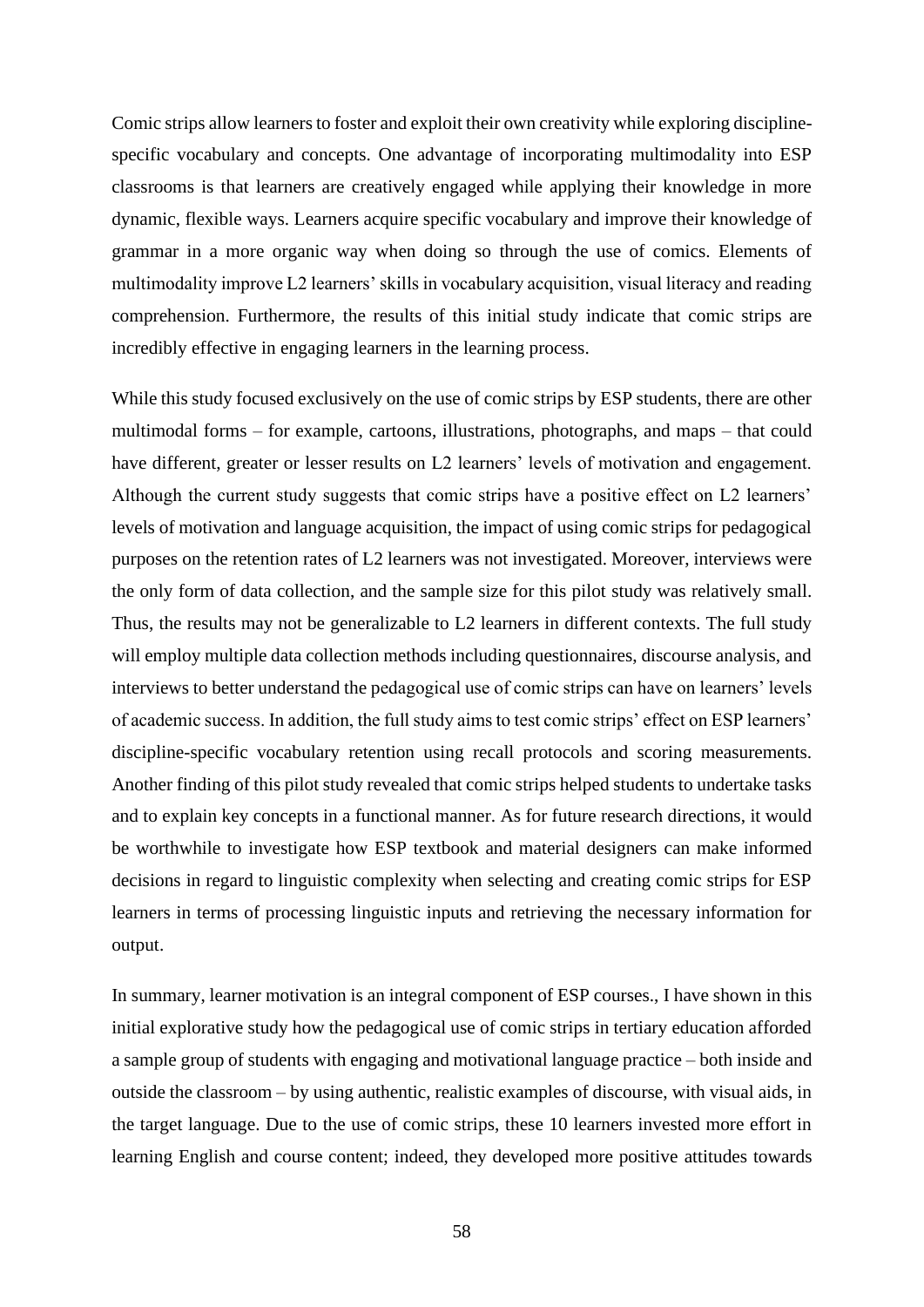Comic strips allow learners to foster and exploit their own creativity while exploring discipline-specific vocabulary and concepts. One advantage of incorporating multimodality into ESP classrooms is that learners are creatively engaged while applying their knowledge in more dynamic, flexible ways. Learners acquire specific vocabulary and improve their knowledge of grammar in a more organic way when doing so through the use of comics. Elements of multimodality improve L2 learners' skills in vocabulary acquisition, visual literacy and reading comprehension. Furthermore, the results of this initial study indicate that comic strips are incredibly effective in engaging learners in the learning process.

While this study focused exclusively on the use of comic strips by ESP students, there are other multimodal forms – for example, cartoons, illustrations, photographs, and maps – that could have different, greater or lesser results on L2 learners' levels of motivation and engagement. Although the current study suggests that comic strips have a positive effect on L2 learners' levels of motivation and language acquisition, the impact of using comic strips for pedagogical purposes on the retention rates of L2 learners was not investigated. Moreover, interviews were the only form of data collection, and the sample size for this pilot study was relatively small. Thus, the results may not be generalizable to L2 learners in different contexts. The full study will employ multiple data collection methods including questionnaires, discourse analysis, and interviews to better understand the pedagogical use of comic strips can have on learners' levels of academic success. In addition, the full study aims to test comic strips' effect on ESP learners' discipline-specific vocabulary retention using recall protocols and scoring measurements. Another finding of this pilot study revealed that comic strips helped students to undertake tasks and to explain key concepts in a functional manner. As for future research directions, it would be worthwhile to investigate how ESP textbook and material designers can make informed decisions in regard to linguistic complexity when selecting and creating comic strips for ESP learners in terms of processing linguistic inputs and retrieving the necessary information for output.

In summary, learner motivation is an integral component of ESP courses., I have shown in this initial explorative study how the pedagogical use of comic strips in tertiary education afforded a sample group of students with engaging and motivational language practice – both inside and outside the classroom – by using authentic, realistic examples of discourse, with visual aids, in the target language. Due to the use of comic strips, these 10 learners invested more effort in learning English and course content; indeed, they developed more positive attitudes towards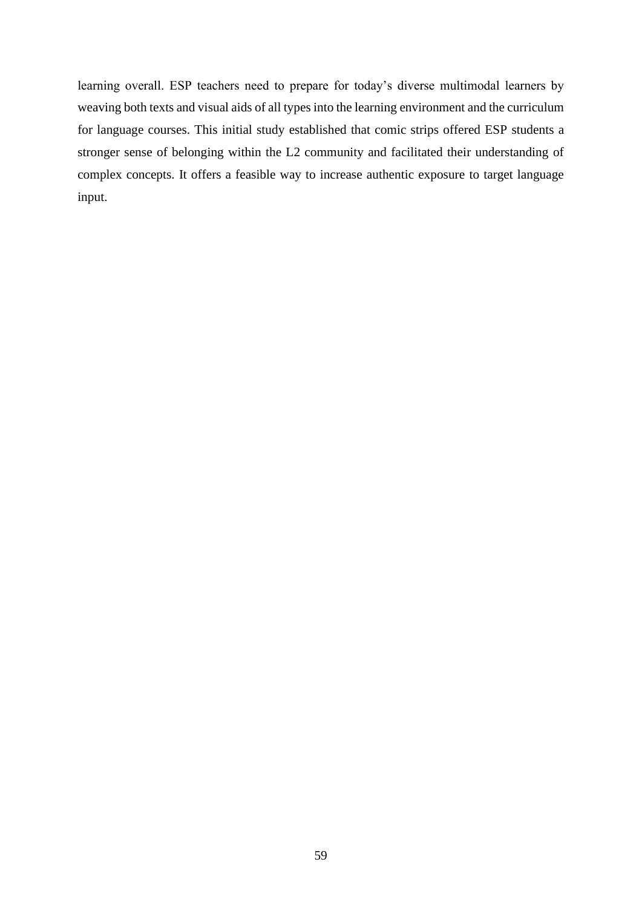learning overall. ESP teachers need to prepare for today's diverse multimodal learners by weaving both texts and visual aids of all types into the learning environment and the curriculum for language courses. This initial study established that comic strips offered ESP students a stronger sense of belonging within the L2 community and facilitated their understanding of complex concepts. It offers a feasible way to increase authentic exposure to target language input.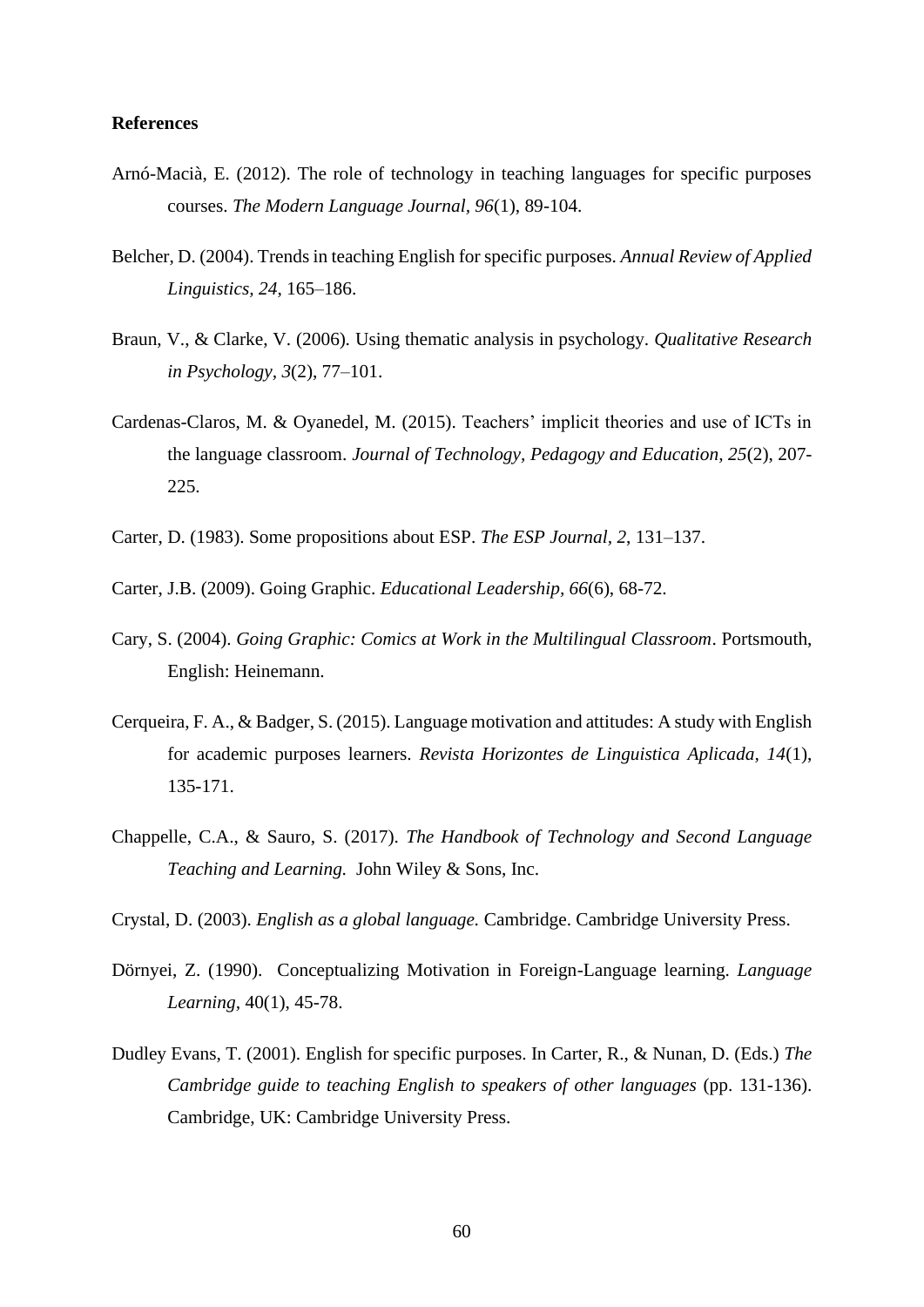**References**

Arnó-Macià, E. (2012). The role of technology in teaching languages for specific purposes courses. *The Modern Language Journal, 96*(1), 89-104.

Belcher, D. (2004). Trends in teaching English for specific purposes. *Annual Review of Applied Linguistics, 24,* 165–186.

Braun, V., & Clarke, V. (2006). Using thematic analysis in psychology. *Qualitative Research in Psychology, 3*(2), 77–101.

Cardenas-Claros, M. & Oyanedel, M. (2015). Teachers' implicit theories and use of ICTs in the language classroom. *Journal of Technology, Pedagogy and Education, 25*(2), 207-225.

Carter, D. (1983). Some propositions about ESP. *The ESP Journal, 2*, 131–137.

Carter, J.B. (2009). Going Graphic. *Educational Leadership, 66*(6), 68-72.

Cary, S. (2004). *Going Graphic: Comics at Work in the Multilingual Classroom*. Portsmouth, English: Heinemann.

Cerqueira, F. A., & Badger, S. (2015). Language motivation and attitudes: A study with English for academic purposes learners. *Revista Horizontes de Linguistica Aplicada, 14*(1), 135-171.

Chappelle, C.A., & Sauro, S. (2017). *The Handbook of Technology and Second Language Teaching and Learning.* John Wiley & Sons, Inc.

Crystal, D. (2003). *English as a global language.* Cambridge. Cambridge University Press.

Dörnyei, Z. (1990). Conceptualizing Motivation in Foreign-Language learning. *Language Learning*, 40(1), 45-78.

Dudley Evans, T. (2001). English for specific purposes. In Carter, R., & Nunan, D. (Eds.) *The Cambridge guide to teaching English to speakers of other languages* (pp. 131-136). Cambridge, UK: Cambridge University Press.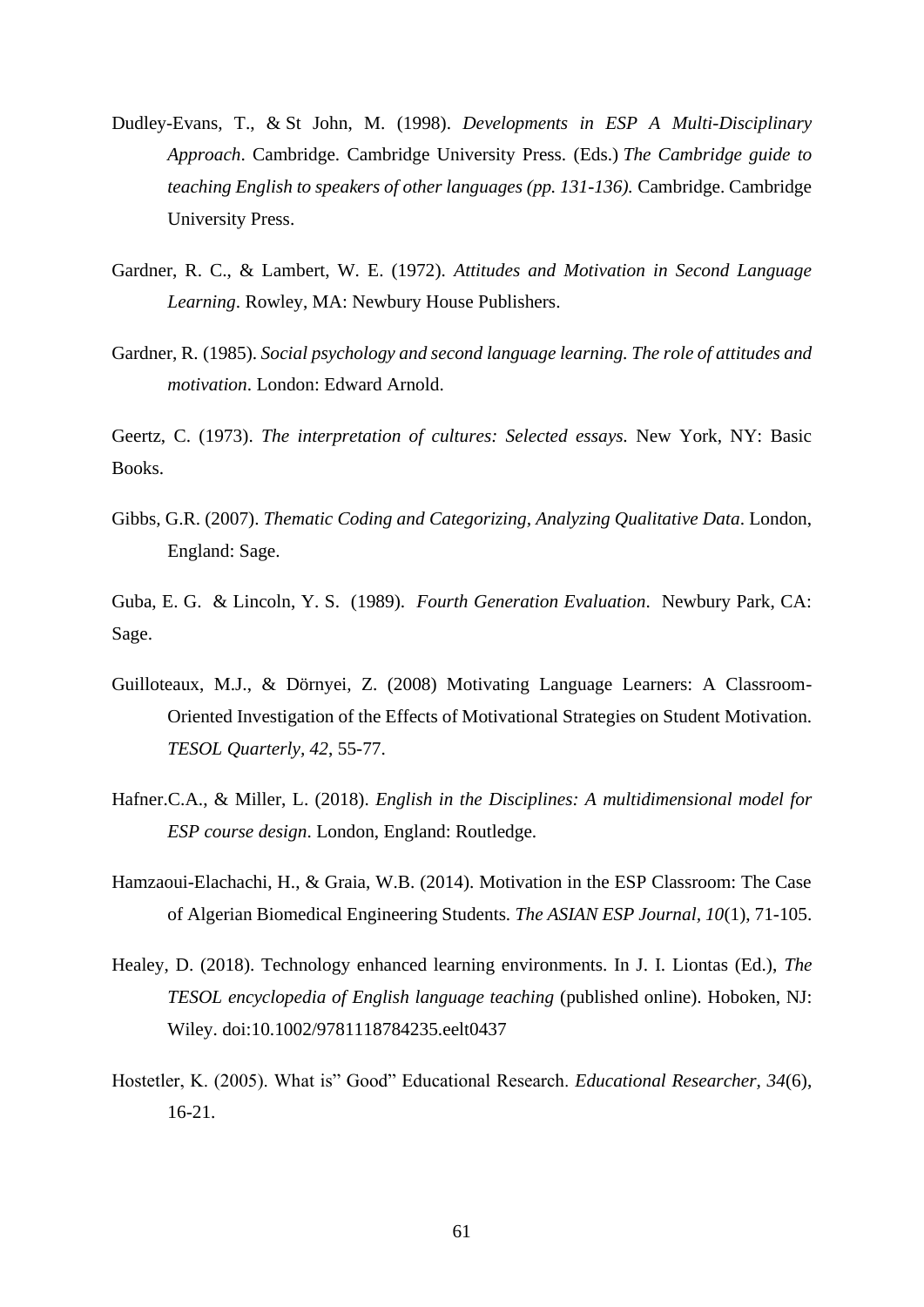Dudley-Evans, T., & St John, M. (1998). *Developments in ESP A Multi-Disciplinary Approach*. Cambridge. Cambridge University Press. (Eds.) *The Cambridge guide to teaching English to speakers of other languages (pp. 131-136).* Cambridge. Cambridge University Press.

Gardner, R. C., & Lambert, W. E. (1972). *Attitudes and Motivation in Second Language Learning*. Rowley, MA: Newbury House Publishers.

Gardner, R. (1985). *Social psychology and second language learning. The role of attitudes and motivation*. London: Edward Arnold.

Geertz, C. (1973). *The interpretation of cultures: Selected essays.* New York, NY: Basic Books.

Gibbs, G.R. (2007). *Thematic Coding and Categorizing, Analyzing Qualitative Data*. London, England: Sage.

Guba, E. G. & Lincoln, Y. S. (1989). *Fourth Generation Evaluation*. Newbury Park, CA: Sage.

Guilloteaux, M.J., & Dörnyei, Z. (2008) Motivating Language Learners: A Classroom-Oriented Investigation of the Effects of Motivational Strategies on Student Motivation. *TESOL Quarterly, 42*, 55-77.

Hafner.C.A., & Miller, L. (2018). *English in the Disciplines: A multidimensional model for ESP course design*. London, England: Routledge.

Hamzaoui-Elachachi, H., & Graia, W.B. (2014). Motivation in the ESP Classroom: The Case of Algerian Biomedical Engineering Students. *The ASIAN ESP Journal, 10*(1), 71-105.

Healey, D. (2018). Technology enhanced learning environments. In J. I. Liontas (Ed.), *The TESOL encyclopedia of English language teaching* (published online). Hoboken, NJ: Wiley. doi:10.1002/9781118784235.eelt0437

Hostetler, K. (2005). What is" Good" Educational Research. *Educational Researcher, 34*(6), 16-21.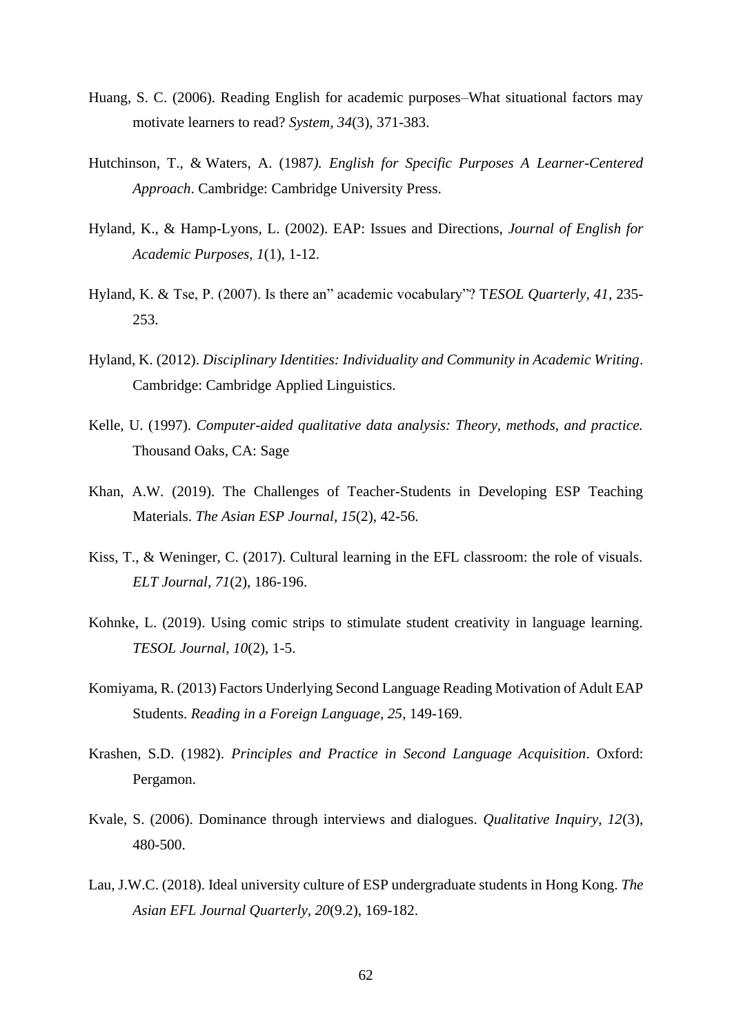Huang, S. C. (2006). Reading English for academic purposes–What situational factors may motivate learners to read? *System, 34*(3), 371-383.

Hutchinson, T., & Waters, A. (1987*). English for Specific Purposes A Learner-Centered Approach*. Cambridge: Cambridge University Press.

Hyland, K., & Hamp-Lyons, L. (2002). EAP: Issues and Directions, *Journal of English for Academic Purposes, 1*(1), 1-12.

Hyland, K. & Tse, P. (2007). Is there an" academic vocabulary"? T*ESOL Quarterly, 41*, 235-253.

Hyland, K. (2012). *Disciplinary Identities: Individuality and Community in Academic Writing*. Cambridge: Cambridge Applied Linguistics.

Kelle, U. (1997). *Computer-aided qualitative data analysis: Theory, methods, and practice.* Thousand Oaks, CA: Sage

Khan, A.W. (2019). The Challenges of Teacher-Students in Developing ESP Teaching Materials. *The Asian ESP Journal, 15*(2), 42-56.

Kiss, T., & Weninger, C. (2017). Cultural learning in the EFL classroom: the role of visuals. *ELT Journal, 71*(2), 186-196.

Kohnke, L. (2019). Using comic strips to stimulate student creativity in language learning. *TESOL Journal, 10*(2), 1-5.

Komiyama, R. (2013) Factors Underlying Second Language Reading Motivation of Adult EAP Students. *Reading in a Foreign Language, 25*, 149-169.

Krashen, S.D. (1982). *Principles and Practice in Second Language Acquisition*. Oxford: Pergamon.

Kvale, S. (2006). Dominance through interviews and dialogues. *Qualitative Inquiry, 12*(3), 480-500.

Lau, J.W.C. (2018). Ideal university culture of ESP undergraduate students in Hong Kong. *The Asian EFL Journal Quarterly, 20*(9.2), 169-182.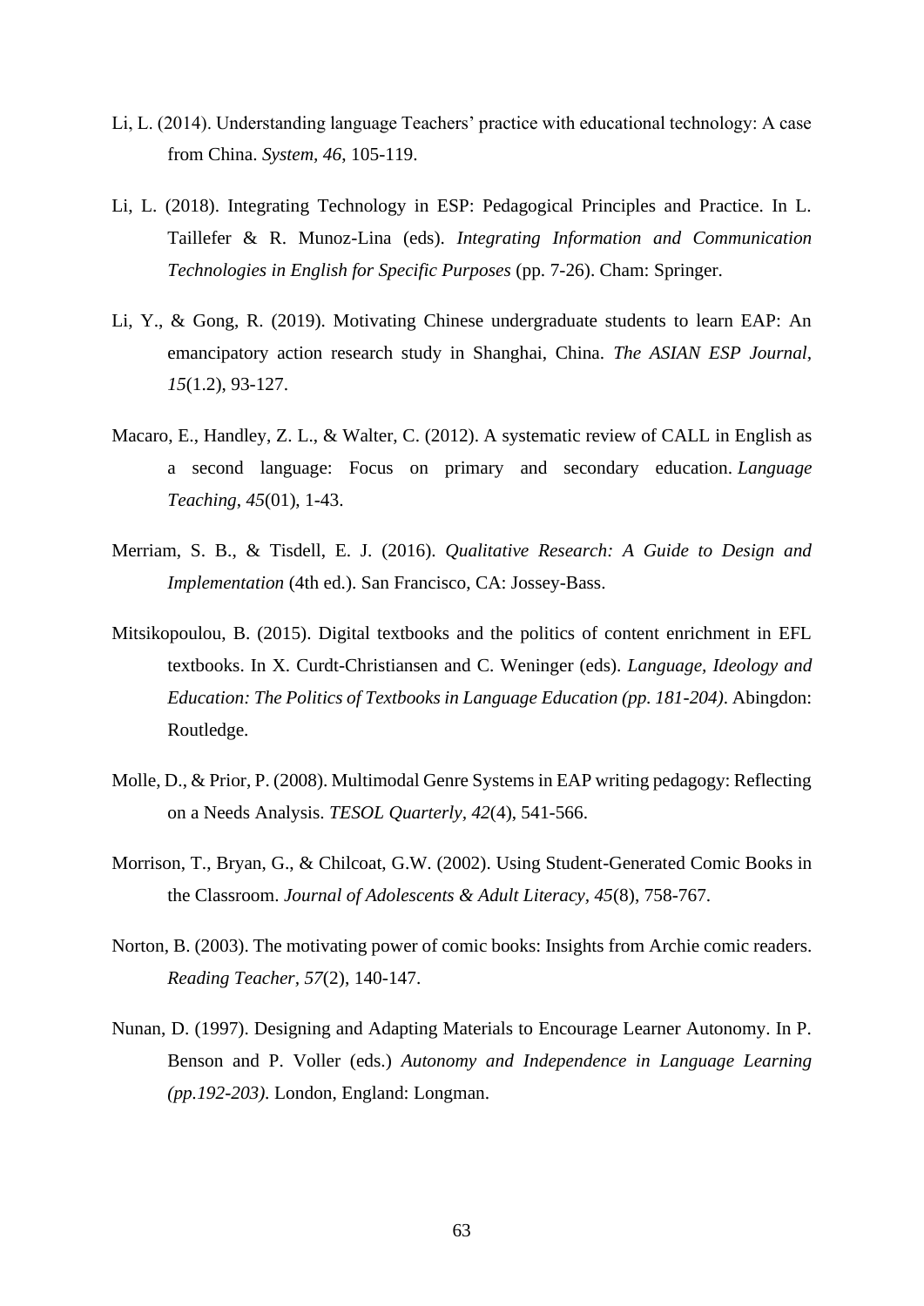Li, L. (2014). Understanding language Teachers' practice with educational technology: A case from China. *System*, *46*, 105-119.

Li, L. (2018). Integrating Technology in ESP: Pedagogical Principles and Practice. In L. Taillefer & R. Munoz-Lina (eds). *Integrating Information and Communication Technologies in English for Specific Purposes* (pp. 7-26). Cham: Springer.

Li, Y., & Gong, R. (2019). Motivating Chinese undergraduate students to learn EAP: An emancipatory action research study in Shanghai, China. *The ASIAN ESP Journal*, *15*(1.2), 93-127.

Macaro, E., Handley, Z. L., & Walter, C. (2012). A systematic review of CALL in English as a second language: Focus on primary and secondary education. *Language Teaching*, *45*(01), 1-43.

Merriam, S. B., & Tisdell, E. J. (2016). *Qualitative Research: A Guide to Design and Implementation* (4th ed.). San Francisco, CA: Jossey-Bass.

Mitsikopoulou, B. (2015). Digital textbooks and the politics of content enrichment in EFL textbooks. In X. Curdt-Christiansen and C. Weninger (eds). *Language, Ideology and Education: The Politics of Textbooks in Language Education (pp. 181-204)*. Abingdon: Routledge.

Molle, D., & Prior, P. (2008). Multimodal Genre Systems in EAP writing pedagogy: Reflecting on a Needs Analysis. *TESOL Quarterly*, *42*(4), 541-566.

Morrison, T., Bryan, G., & Chilcoat, G.W. (2002). Using Student-Generated Comic Books in the Classroom. *Journal of Adolescents & Adult Literacy*, *45*(8), 758-767.

Norton, B. (2003). The motivating power of comic books: Insights from Archie comic readers. *Reading Teacher*, *57*(2), 140-147.

Nunan, D. (1997). Designing and Adapting Materials to Encourage Learner Autonomy. In P. Benson and P. Voller (eds.) *Autonomy and Independence in Language Learning (pp.192-203)*. London, England: Longman.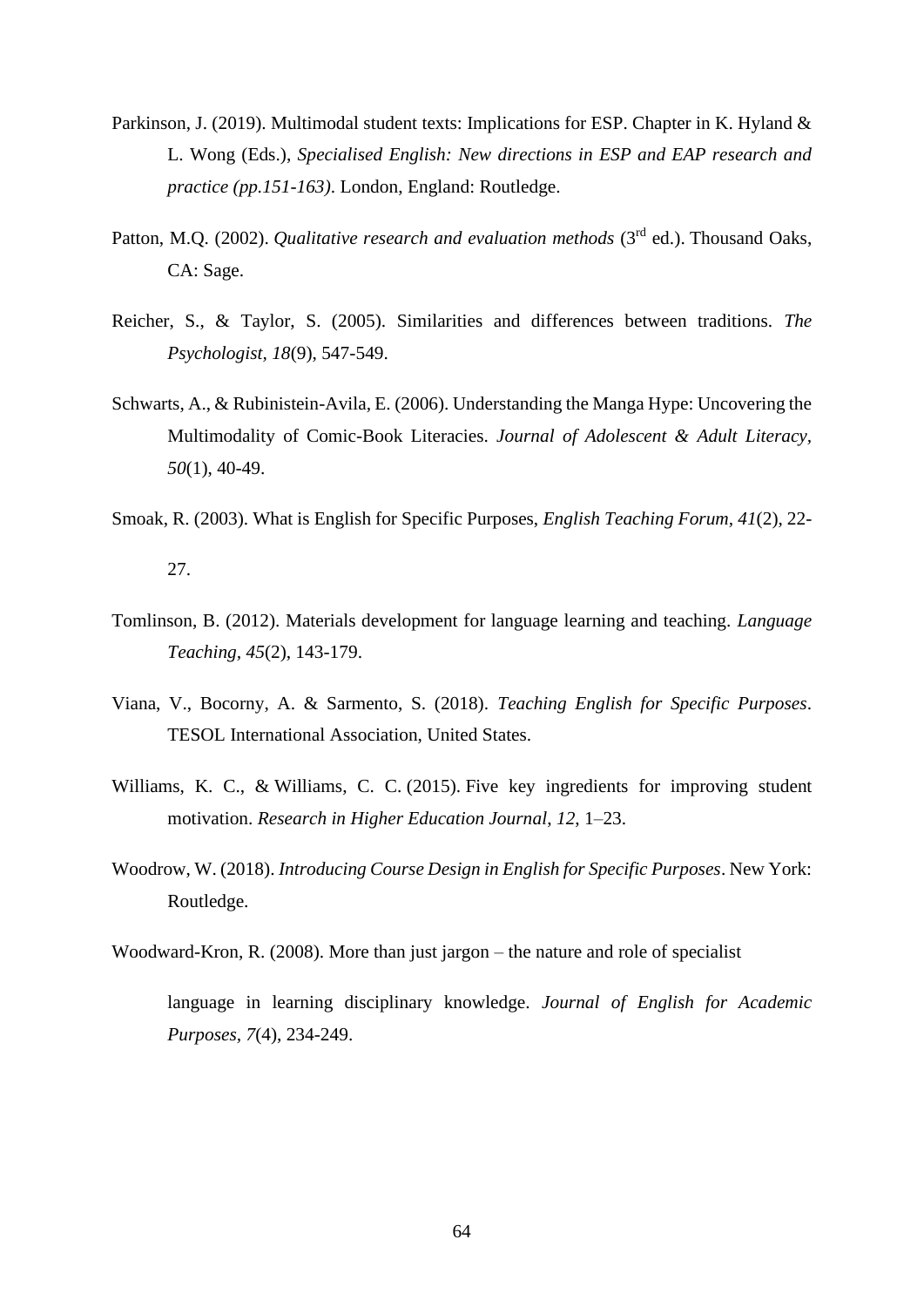Parkinson, J. (2019). Multimodal student texts: Implications for ESP. Chapter in K. Hyland & L. Wong (Eds.), *Specialised English: New directions in ESP and EAP research and practice (pp.151-163)*. London, England: Routledge.

Patton, M.Q. (2002). *Qualitative research and evaluation methods* (3rd ed.). Thousand Oaks, CA: Sage.

Reicher, S., & Taylor, S. (2005). Similarities and differences between traditions. *The Psychologist*, *18*(9), 547-549.

Schwarts, A., & Rubinistein-Avila, E. (2006). Understanding the Manga Hype: Uncovering the Multimodality of Comic-Book Literacies. *Journal of Adolescent & Adult Literacy*, *50*(1), 40-49.

Smoak, R. (2003). What is English for Specific Purposes, *English Teaching Forum*, *41*(2), 22-27.

Tomlinson, B. (2012). Materials development for language learning and teaching. *Language Teaching*, *45*(2), 143-179.

Viana, V., Bocorny, A. & Sarmento, S. (2018). *Teaching English for Specific Purposes*. TESOL International Association, United States.

Williams, K. C., & Williams, C. C. (2015). Five key ingredients for improving student motivation. *Research in Higher Education Journal*, *12*, 1–23.

Woodrow, W. (2018). *Introducing Course Design in English for Specific Purposes*. New York: Routledge.

Woodward-Kron, R. (2008). More than just jargon – the nature and role of specialist language in learning disciplinary knowledge. *Journal of English for Academic Purposes*, *7*(4), 234-249.